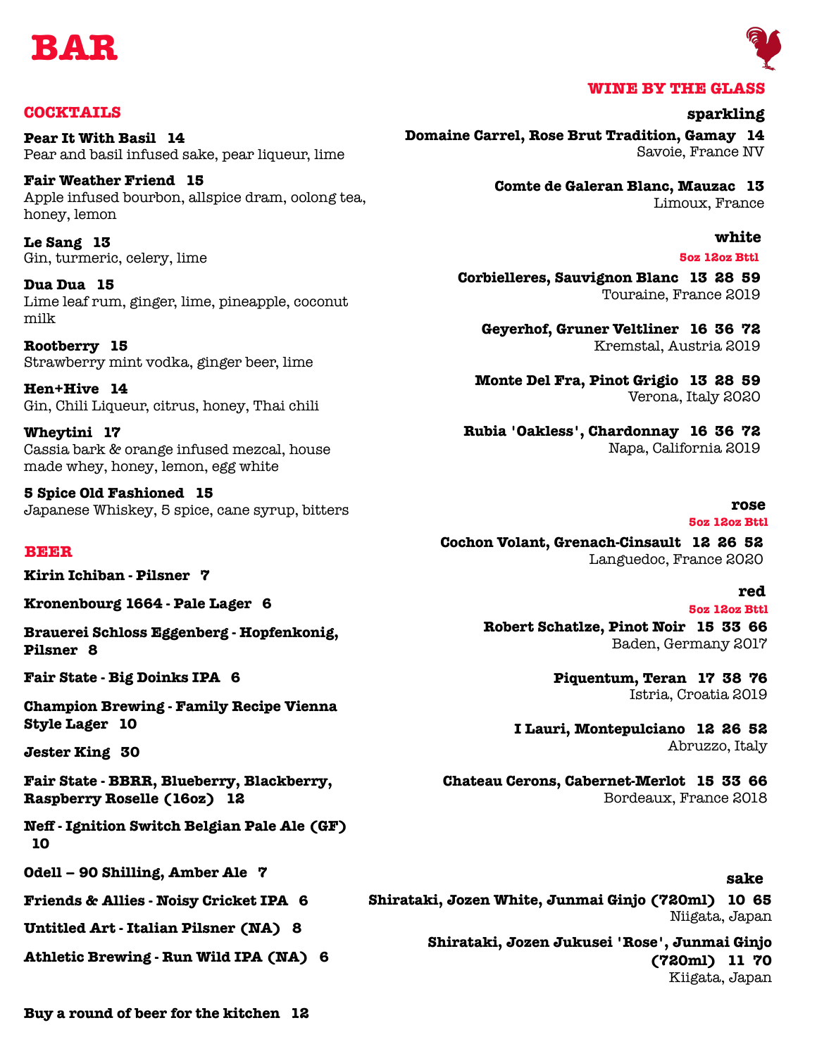# BAR

## COCKTAILS

**Pear It With Basil 14**
Pear and basil infused sake, pear liqueur, lime

**Fair Weather Friend 15**
Apple infused bourbon, allspice dram, oolong tea, honey, lemon

**Le Sang 13**
Gin, turmeric, celery, lime

**Dua Dua 15**
Lime leaf rum, ginger, lime, pineapple, coconut milk

**Rootberry 15**
Strawberry mint vodka, ginger beer, lime

**Hen+Hive 14**
Gin, Chili Liqueur, citrus, honey, Thai chili

**Wheytini 17**
Cassia bark & orange infused mezcal, house made whey, honey, lemon, egg white

**5 Spice Old Fashioned 15**
Japanese Whiskey, 5 spice, cane syrup, bitters

## BEER

**Kirin Ichiban - Pilsner 7**

**Kronenbourg 1664 - Pale Lager 6**

**Brauerei Schloss Eggenberg - Hopfenkonig, Pilsner 8**

**Fair State - Big Doinks IPA 6**

**Champion Brewing - Family Recipe Vienna Style Lager 10**

**Jester King 30**

**Fair State - BBRR, Blueberry, Blackberry, Raspberry Roselle (16oz) 12**

**Neff - Ignition Switch Belgian Pale Ale (GF) 10**

**Odell – 90 Shilling, Amber Ale 7**

**Friends & Allies - Noisy Cricket IPA 6**

**Untitled Art - Italian Pilsner (NA) 8**

**Athletic Brewing - Run Wild IPA (NA) 6**

**Buy a round of beer for the kitchen 12**

## WINE BY THE GLASS

### sparkling

**Domaine Carrel, Rose Brut Tradition, Gamay 14**
Savoie, France NV

**Comte de Galeran Blanc, Mauzac 13**
Limoux, France

### white

5oz 12oz Bttl

**Corbielleres, Sauvignon Blanc 13 28 59**
Touraine, France 2019

**Geyerhof, Gruner Veltliner 16 36 72**
Kremstal, Austria 2019

**Monte Del Fra, Pinot Grigio 13 28 59**
Verona, Italy 2020

**Rubia 'Oakless', Chardonnay 16 36 72**
Napa, California 2019

### rose

5oz 12oz Bttl

**Cochon Volant, Grenach-Cinsault 12 26 52**
Languedoc, France 2020

### red

5oz 12oz Bttl

**Robert Schatlze, Pinot Noir 15 33 66**
Baden, Germany 2017

**Piquentum, Teran 17 38 76**
Istria, Croatia 2019

**I Lauri, Montepulciano 12 26 52**
Abruzzo, Italy

**Chateau Cerons, Cabernet-Merlot 15 33 66**
Bordeaux, France 2018

### sake

**Shiratаki, Jozen White, Junmai Ginjo (720ml) 10 65**
Niigata, Japan

**Shirataki, Jozen Jukusei 'Rose', Junmai Ginjo (720ml) 11 70**
Kiigata, Japan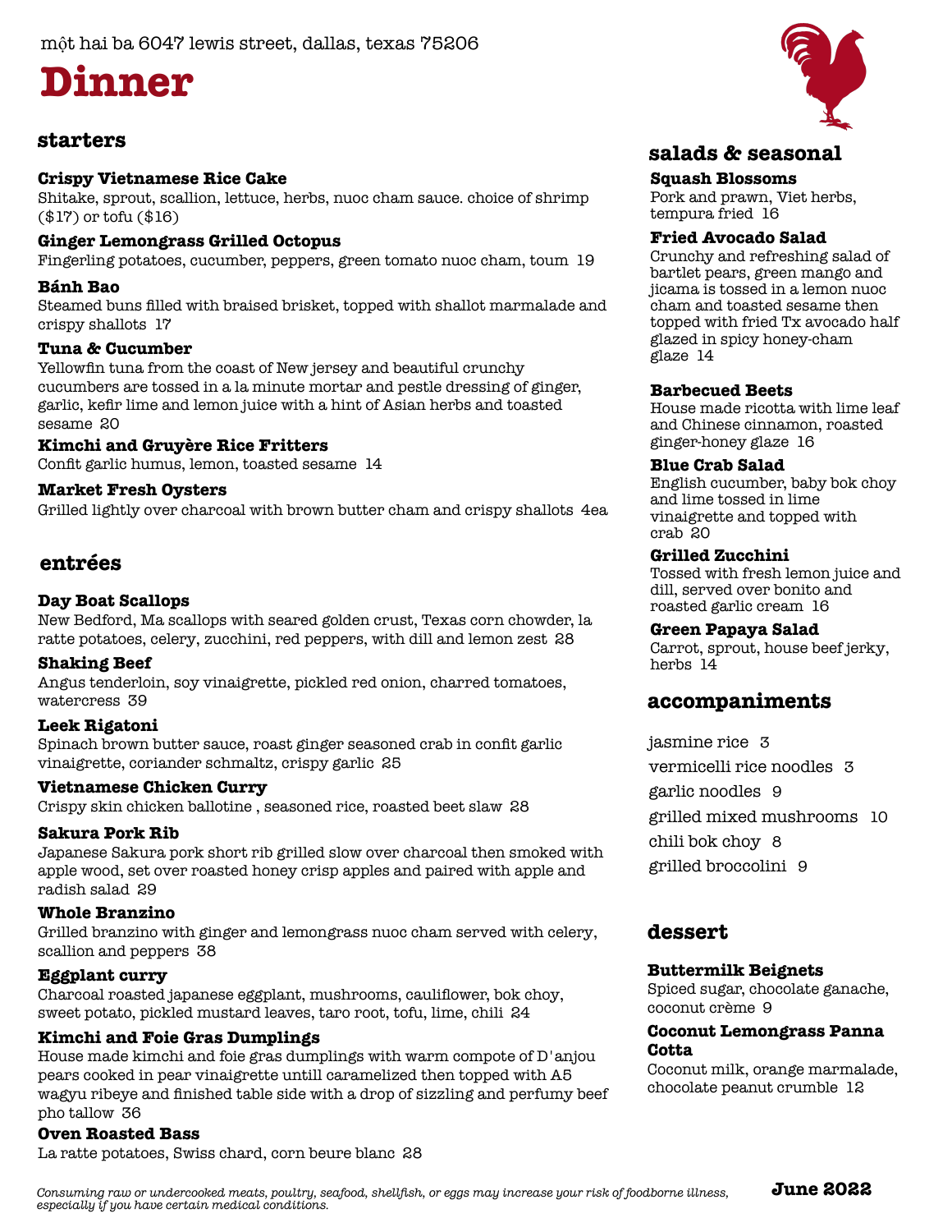một hai ba 6047 lewis street, dallas, texas 75206

# Dinner

## starters

**Crispy Vietnamese Rice Cake**
Shitake, sprout, scallion, lettuce, herbs, nuoc cham sauce. choice of shrimp ($17) or tofu ($16)

**Ginger Lemongrass Grilled Octopus**
Fingerling potatoes, cucumber, peppers, green tomato nuoc cham, toum 19

**Bánh Bao**
Steamed buns filled with braised brisket, topped with shallot marmalade and crispy shallots 17

**Tuna & Cucumber**
Yellowfin tuna from the coast of New jersey and beautiful crunchy cucumbers are tossed in a la minute mortar and pestle dressing of ginger, garlic, kefir lime and lemon juice with a hint of Asian herbs and toasted sesame 20

**Kimchi and Gruyère Rice Fritters**
Confit garlic humus, lemon, toasted sesame 14

**Market Fresh Oysters**
Grilled lightly over charcoal with brown butter cham and crispy shallots 4ea

## entrées

**Day Boat Scallops**
New Bedford, Ma scallops with seared golden crust, Texas corn chowder, la ratte potatoes, celery, zucchini, red peppers, with dill and lemon zest 28

**Shaking Beef**
Angus tenderloin, soy vinaigrette, pickled red onion, charred tomatoes, watercress 39

**Leek Rigatoni**
Spinach brown butter sauce, roast ginger seasoned crab in confit garlic vinaigrette, coriander schmaltz, crispy garlic 25

**Vietnamese Chicken Curry**
Crispy skin chicken ballotine , seasoned rice, roasted beet slaw 28

**Sakura Pork Rib**
Japanese Sakura pork short rib grilled slow over charcoal then smoked with apple wood, set over roasted honey crisp apples and paired with apple and radish salad 29

**Whole Branzino**
Grilled branzino with ginger and lemongrass nuoc cham served with celery, scallion and peppers 38

**Eggplant curry**
Charcoal roasted japanese eggplant, mushrooms, cauliflower, bok choy, sweet potato, pickled mustard leaves, taro root, tofu, lime, chili 24

**Kimchi and Foie Gras Dumplings**
House made kimchi and foie gras dumplings with warm compote of D'anjou pears cooked in pear vinaigrette untill caramelized then topped with A5 wagyu ribeye and finished table side with a drop of sizzling and perfumy beef pho tallow 36

**Oven Roasted Bass**
La ratte potatoes, Swiss chard, corn beure blanc 28

## salads & seasonal

**Squash Blossoms**
Pork and prawn, Viet herbs, tempura fried 16

**Fried Avocado Salad**
Crunchy and refreshing salad of bartlet pears, green mango and jicama is tossed in a lemon nuoc cham and toasted sesame then topped with fried Tx avocado half glazed in spicy honey-cham glaze 14

**Barbecued Beets**
House made ricotta with lime leaf and Chinese cinnamon, roasted ginger-honey glaze 16

**Blue Crab Salad**
English cucumber, baby bok choy and lime tossed in lime vinaigrette and topped with crab 20

**Grilled Zucchini**
Tossed with fresh lemon juice and dill, served over bonito and roasted garlic cream 16

**Green Papaya Salad**
Carrot, sprout, house beef jerky, herbs 14

## accompaniments

jasmine rice 3

vermicelli rice noodles 3

garlic noodles 9

grilled mixed mushrooms 10

chili bok choy 8

grilled broccolini 9

## dessert

**Buttermilk Beignets**
Spiced sugar, chocolate ganache, coconut crème 9

**Coconut Lemongrass Panna Cotta**
Coconut milk, orange marmalade, chocolate peanut crumble 12

*Consuming raw or undercooked meats, poultry, seafood, shellfish, or eggs may increase your risk of foodborne illness, especially if you have certain medical conditions.*

**June 2022**